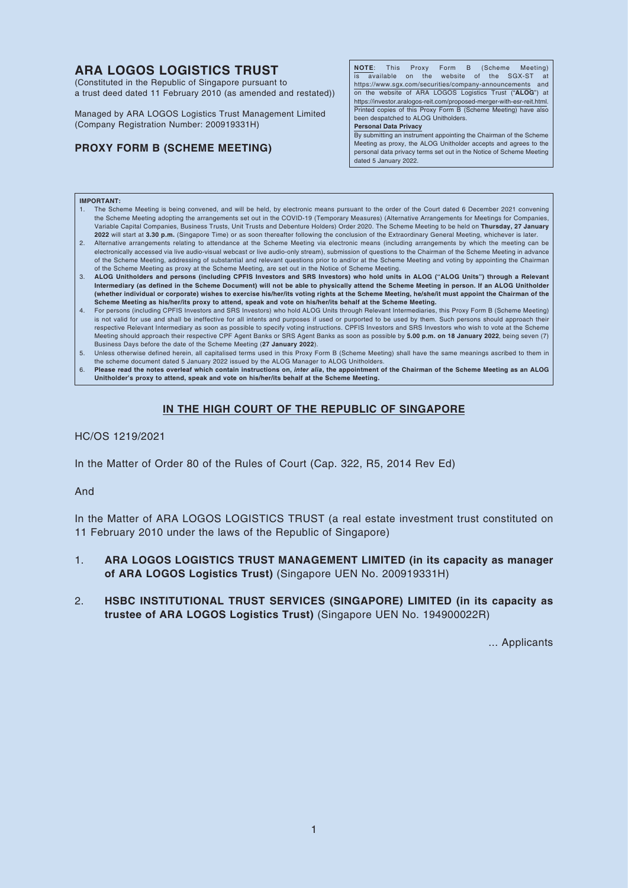# ARA LOGOS LOGISTICS TRUST

(Constituted in the Republic of Singapore pursuant to a trust deed dated 11 February 2010 (as amended and restated))

Managed by ARA LOGOS Logistics Trust Management Limited (Company Registration Number: 200919331H)

## PROXY FORM B (SCHEME MEETING)

**NOTE**: This Proxy Form B (Scheme Meeting) is available on the website of the SGX-ST at https://www.sgx.com/securities/company-announcements and on the website of ARA LOGOS Logistics Trust ("**ALOG**") at https://investor.aralogos-reit.com/proposed-merger-with-esr-reit.html. Printed copies of this Proxy Form B (Scheme Meeting) have also been despatched to ALOG Unitholders.

**Personal Data Privacy**

By submitting an instrument appointing the Chairman of the Scheme Meeting as proxy, the ALOG Unitholder accepts and agrees to the personal data privacy terms set out in the Notice of Scheme Meeting dated 5 January 2022.

**IMPORTANT:**

1. The Scheme Meeting is being convened, and will be held, by electronic means pursuant to the order of the Court dated 6 December 2021 convening the Scheme Meeting adopting the arrangements set out in the COVID-19 (Temporary Measures) (Alternative Arrangements for Meetings for Companies, Variable Capital Companies, Business Trusts, Unit Trusts and Debenture Holders) Order 2020. The Scheme Meeting to be held on **Thursday, 27 January 2022** will start at **3.30 p.m.** (Singapore Time) or as soon thereafter following the conclusion of the Extraordinary General Meeting, whichever is later.
2. Alternative arrangements relating to attendance at the Scheme Meeting via electronic means (including arrangements by which the meeting can be electronically accessed via live audio-visual webcast or live audio-only stream), submission of questions to the Chairman of the Scheme Meeting in advance of the Scheme Meeting, addressing of substantial and relevant questions prior to and/or at the Scheme Meeting and voting by appointing the Chairman of the Scheme Meeting as proxy at the Scheme Meeting, are set out in the Notice of Scheme Meeting.
3. **ALOG Unitholders and persons (including CPFIS Investors and SRS Investors) who hold units in ALOG ("ALOG Units") through a Relevant Intermediary (as defined in the Scheme Document) will not be able to physically attend the Scheme Meeting in person. If an ALOG Unitholder (whether individual or corporate) wishes to exercise his/her/its voting rights at the Scheme Meeting, he/she/it must appoint the Chairman of the Scheme Meeting as his/her/its proxy to attend, speak and vote on his/her/its behalf at the Scheme Meeting.**
4. For persons (including CPFIS Investors and SRS Investors) who hold ALOG Units through Relevant Intermediaries, this Proxy Form B (Scheme Meeting) is not valid for use and shall be ineffective for all intents and purposes if used or purported to be used by them. Such persons should approach their respective Relevant Intermediary as soon as possible to specify voting instructions. CPFIS Investors and SRS Investors who wish to vote at the Scheme Meeting should approach their respective CPF Agent Banks or SRS Agent Banks as soon as possible by **5.00 p.m. on 18 January 2022**, being seven (7) Business Days before the date of the Scheme Meeting (**27 January 2022**).
5. Unless otherwise defined herein, all capitalised terms used in this Proxy Form B (Scheme Meeting) shall have the same meanings ascribed to them in the scheme document dated 5 January 2022 issued by the ALOG Manager to ALOG Unitholders.
6. **Please read the notes overleaf which contain instructions on, *inter alia*, the appointment of the Chairman of the Scheme Meeting as an ALOG Unitholder's proxy to attend, speak and vote on his/her/its behalf at the Scheme Meeting.**

## IN THE HIGH COURT OF THE REPUBLIC OF SINGAPORE

HC/OS 1219/2021

In the Matter of Order 80 of the Rules of Court (Cap. 322, R5, 2014 Rev Ed)

And

In the Matter of ARA LOGOS LOGISTICS TRUST (a real estate investment trust constituted on 11 February 2010 under the laws of the Republic of Singapore)

1. **ARA LOGOS LOGISTICS TRUST MANAGEMENT LIMITED (in its capacity as manager of ARA LOGOS Logistics Trust)** (Singapore UEN No. 200919331H)
2. **HSBC INSTITUTIONAL TRUST SERVICES (SINGAPORE) LIMITED (in its capacity as trustee of ARA LOGOS Logistics Trust)** (Singapore UEN No. 194900022R)

... Applicants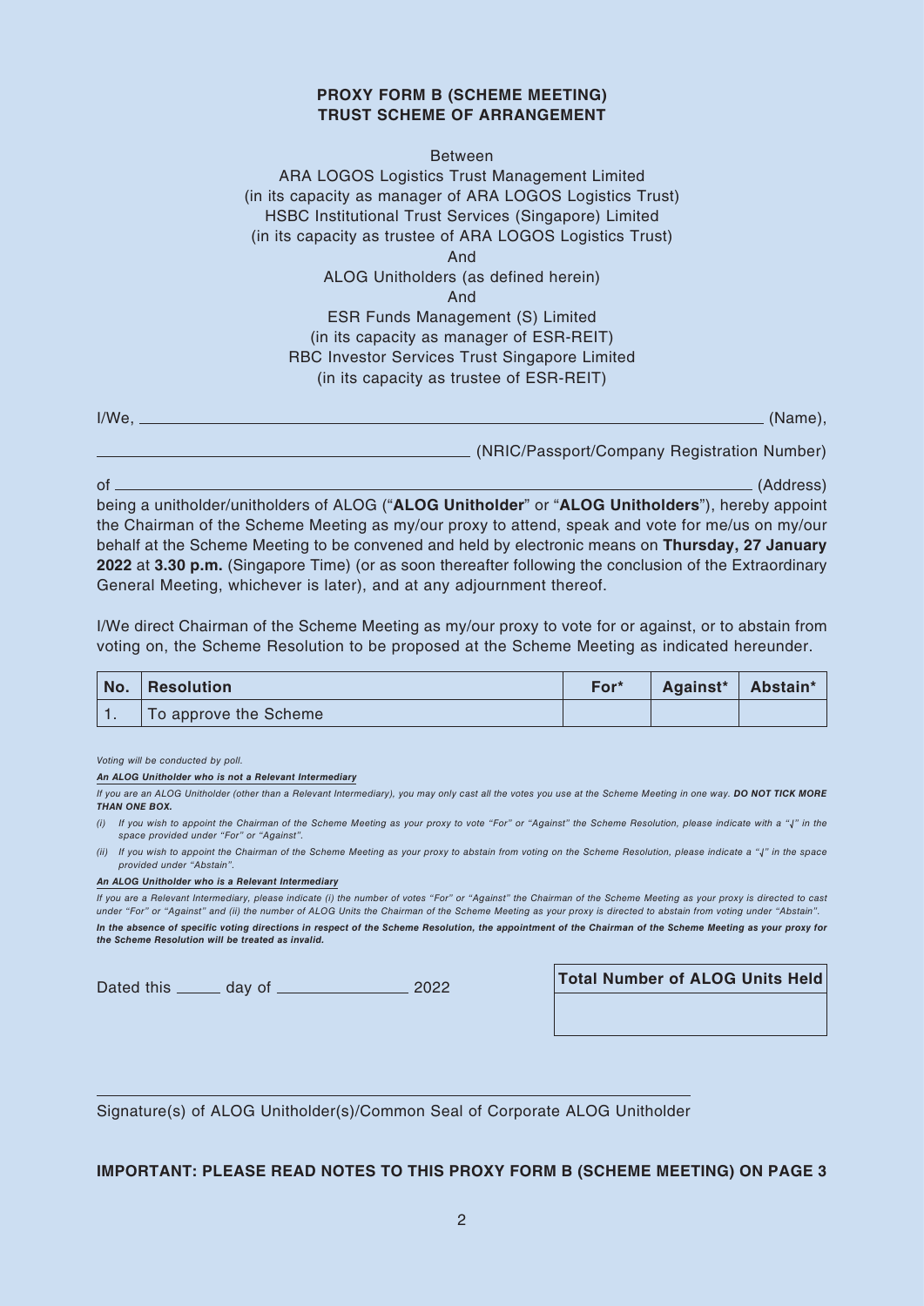**PROXY FORM B (SCHEME MEETING)**
**TRUST SCHEME OF ARRANGEMENT**

Between
ARA LOGOS Logistics Trust Management Limited
(in its capacity as manager of ARA LOGOS Logistics Trust)
HSBC Institutional Trust Services (Singapore) Limited
(in its capacity as trustee of ARA LOGOS Logistics Trust)
And
ALOG Unitholders (as defined herein)
And
ESR Funds Management (S) Limited
(in its capacity as manager of ESR-REIT)
RBC Investor Services Trust Singapore Limited
(in its capacity as trustee of ESR-REIT)

I/We, ______________________________________________ (Name),

______________________________ (NRIC/Passport/Company Registration Number)

of ______________________________________________ (Address)

being a unitholder/unitholders of ALOG ("**ALOG Unitholder**" or "**ALOG Unitholders**"), hereby appoint the Chairman of the Scheme Meeting as my/our proxy to attend, speak and vote for me/us on my/our behalf at the Scheme Meeting to be convened and held by electronic means on **Thursday, 27 January 2022** at **3.30 p.m.** (Singapore Time) (or as soon thereafter following the conclusion of the Extraordinary General Meeting, whichever is later), and at any adjournment thereof.

I/We direct Chairman of the Scheme Meeting as my/our proxy to vote for or against, or to abstain from voting on, the Scheme Resolution to be proposed at the Scheme Meeting as indicated hereunder.

| No. | Resolution | For* | Against* | Abstain* |
|---|---|---|---|---|
| 1. | To approve the Scheme | | | |

*Voting will be conducted by poll.*

***An ALOG Unitholder who is not a Relevant Intermediary***

*If you are an ALOG Unitholder (other than a Relevant Intermediary), you may only cast all the votes you use at the Scheme Meeting in one way.* ***DO NOT TICK MORE THAN ONE BOX.***

*(i) If you wish to appoint the Chairman of the Scheme Meeting as your proxy to vote "For" or "Against" the Scheme Resolution, please indicate with a "√" in the space provided under "For" or "Against".*

*(ii) If you wish to appoint the Chairman of the Scheme Meeting as your proxy to abstain from voting on the Scheme Resolution, please indicate a "√" in the space provided under "Abstain".*

***An ALOG Unitholder who is a Relevant Intermediary***

*If you are a Relevant Intermediary, please indicate (i) the number of votes "For" or "Against" the Chairman of the Scheme Meeting as your proxy is directed to cast under "For" or "Against" and (ii) the number of ALOG Units the Chairman of the Scheme Meeting as your proxy is directed to abstain from voting under "Abstain".*

***In the absence of specific voting directions in respect of the Scheme Resolution, the appointment of the Chairman of the Scheme Meeting as your proxy for the Scheme Resolution will be treated as invalid.***

Dated this _____ day of ______________ 2022

| Total Number of ALOG Units Held |
|---|
| |

______________________________________________
Signature(s) of ALOG Unitholder(s)/Common Seal of Corporate ALOG Unitholder

**IMPORTANT: PLEASE READ NOTES TO THIS PROXY FORM B (SCHEME MEETING) ON PAGE 3**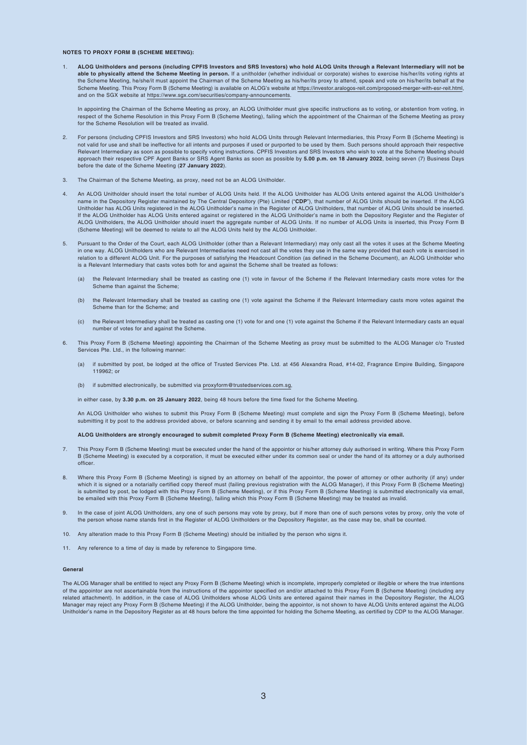**NOTES TO PROXY FORM B (SCHEME MEETING):**

1. **ALOG Unitholders and persons (including CPFIS Investors and SRS Investors) who hold ALOG Units through a Relevant Intermediary will not be able to physically attend the Scheme Meeting in person.** If a unitholder (whether individual or corporate) wishes to exercise his/her/its voting rights at the Scheme Meeting, he/she/it must appoint the Chairman of the Scheme Meeting as his/her/its proxy to attend, speak and vote on his/her/its behalf at the Scheme Meeting. This Proxy Form B (Scheme Meeting) is available on ALOG's website at https://investor.aralogos-reit.com/proposed-merger-with-esr-reit.html, and on the SGX website at https://www.sgx.com/securities/company-announcements.

   In appointing the Chairman of the Scheme Meeting as proxy, an ALOG Unitholder must give specific instructions as to voting, or abstention from voting, in respect of the Scheme Resolution in this Proxy Form B (Scheme Meeting), failing which the appointment of the Chairman of the Scheme Meeting as proxy for the Scheme Resolution will be treated as invalid.

2. For persons (including CPFIS Investors and SRS Investors) who hold ALOG Units through Relevant Intermediaries, this Proxy Form B (Scheme Meeting) is not valid for use and shall be ineffective for all intents and purposes if used or purported to be used by them. Such persons should approach their respective Relevant Intermediary as soon as possible to specify voting instructions. CPFIS Investors and SRS Investors who wish to vote at the Scheme Meeting should approach their respective CPF Agent Banks or SRS Agent Banks as soon as possible by **5.00 p.m. on 18 January 2022**, being seven (7) Business Days before the date of the Scheme Meeting (**27 January 2022**).

3. The Chairman of the Scheme Meeting, as proxy, need not be an ALOG Unitholder.

4. An ALOG Unitholder should insert the total number of ALOG Units held. If the ALOG Unitholder has ALOG Units entered against the ALOG Unitholder's name in the Depository Register maintained by The Central Depository (Pte) Limited ("**CDP**"), that number of ALOG Units should be inserted. If the ALOG Unitholder has ALOG Units registered in the ALOG Unitholder's name in the Register of ALOG Unitholders, that number of ALOG Units should be inserted. If the ALOG Unitholder has ALOG Units entered against or registered in the ALOG Unitholder's name in both the Depository Register and the Register of ALOG Unitholders, the ALOG Unitholder should insert the aggregate number of ALOG Units. If no number of ALOG Units is inserted, this Proxy Form B (Scheme Meeting) will be deemed to relate to all the ALOG Units held by the ALOG Unitholder.

5. Pursuant to the Order of the Court, each ALOG Unitholder (other than a Relevant Intermediary) may only cast all the votes it uses at the Scheme Meeting in one way. ALOG Unitholders who are Relevant Intermediaries need not cast all the votes they use in the same way provided that each vote is exercised in relation to a different ALOG Unit. For the purposes of satisfying the Headcount Condition (as defined in the Scheme Document), an ALOG Unitholder who is a Relevant Intermediary that casts votes both for and against the Scheme shall be treated as follows:

   (a) the Relevant Intermediary shall be treated as casting one (1) vote in favour of the Scheme if the Relevant Intermediary casts more votes for the Scheme than against the Scheme;

   (b) the Relevant Intermediary shall be treated as casting one (1) vote against the Scheme if the Relevant Intermediary casts more votes against the Scheme than for the Scheme; and

   (c) the Relevant Intermediary shall be treated as casting one (1) vote for and one (1) vote against the Scheme if the Relevant Intermediary casts an equal number of votes for and against the Scheme.

6. This Proxy Form B (Scheme Meeting) appointing the Chairman of the Scheme Meeting as proxy must be submitted to the ALOG Manager c/o Trusted Services Pte. Ltd., in the following manner:

   (a) if submitted by post, be lodged at the office of Trusted Services Pte. Ltd. at 456 Alexandra Road, #14-02, Fragrance Empire Building, Singapore 119962; or

   (b) if submitted electronically, be submitted via proxyform@trustedservices.com.sg,

   in either case, by **3.30 p.m. on 25 January 2022**, being 48 hours before the time fixed for the Scheme Meeting.

   An ALOG Unitholder who wishes to submit this Proxy Form B (Scheme Meeting) must complete and sign the Proxy Form B (Scheme Meeting), before submitting it by post to the address provided above, or before scanning and sending it by email to the email address provided above.

   **ALOG Unitholders are strongly encouraged to submit completed Proxy Form B (Scheme Meeting) electronically via email.**

7. This Proxy Form B (Scheme Meeting) must be executed under the hand of the appointor or his/her attorney duly authorised in writing. Where this Proxy Form B (Scheme Meeting) is executed by a corporation, it must be executed either under its common seal or under the hand of its attorney or a duly authorised officer.

8. Where this Proxy Form B (Scheme Meeting) is signed by an attorney on behalf of the appointor, the power of attorney or other authority (if any) under which it is signed or a notarially certified copy thereof must (failing previous registration with the ALOG Manager), if this Proxy Form B (Scheme Meeting) is submitted by post, be lodged with this Proxy Form B (Scheme Meeting), or if this Proxy Form B (Scheme Meeting) is submitted electronically via email, be emailed with this Proxy Form B (Scheme Meeting), failing which this Proxy Form B (Scheme Meeting) may be treated as invalid.

9. In the case of joint ALOG Unitholders, any one of such persons may vote by proxy, but if more than one of such persons votes by proxy, only the vote of the person whose name stands first in the Register of ALOG Unitholders or the Depository Register, as the case may be, shall be counted.

10. Any alteration made to this Proxy Form B (Scheme Meeting) should be initialled by the person who signs it.

11. Any reference to a time of day is made by reference to Singapore time.

**General**

The ALOG Manager shall be entitled to reject any Proxy Form B (Scheme Meeting) which is incomplete, improperly completed or illegible or where the true intentions of the appointor are not ascertainable from the instructions of the appointor specified on and/or attached to this Proxy Form B (Scheme Meeting) (including any related attachment). In addition, in the case of ALOG Unitholders whose ALOG Units are entered against their names in the Depository Register, the ALOG Manager may reject any Proxy Form B (Scheme Meeting) if the ALOG Unitholder, being the appointor, is not shown to have ALOG Units entered against the ALOG Unitholder's name in the Depository Register as at 48 hours before the time appointed for holding the Scheme Meeting, as certified by CDP to the ALOG Manager.